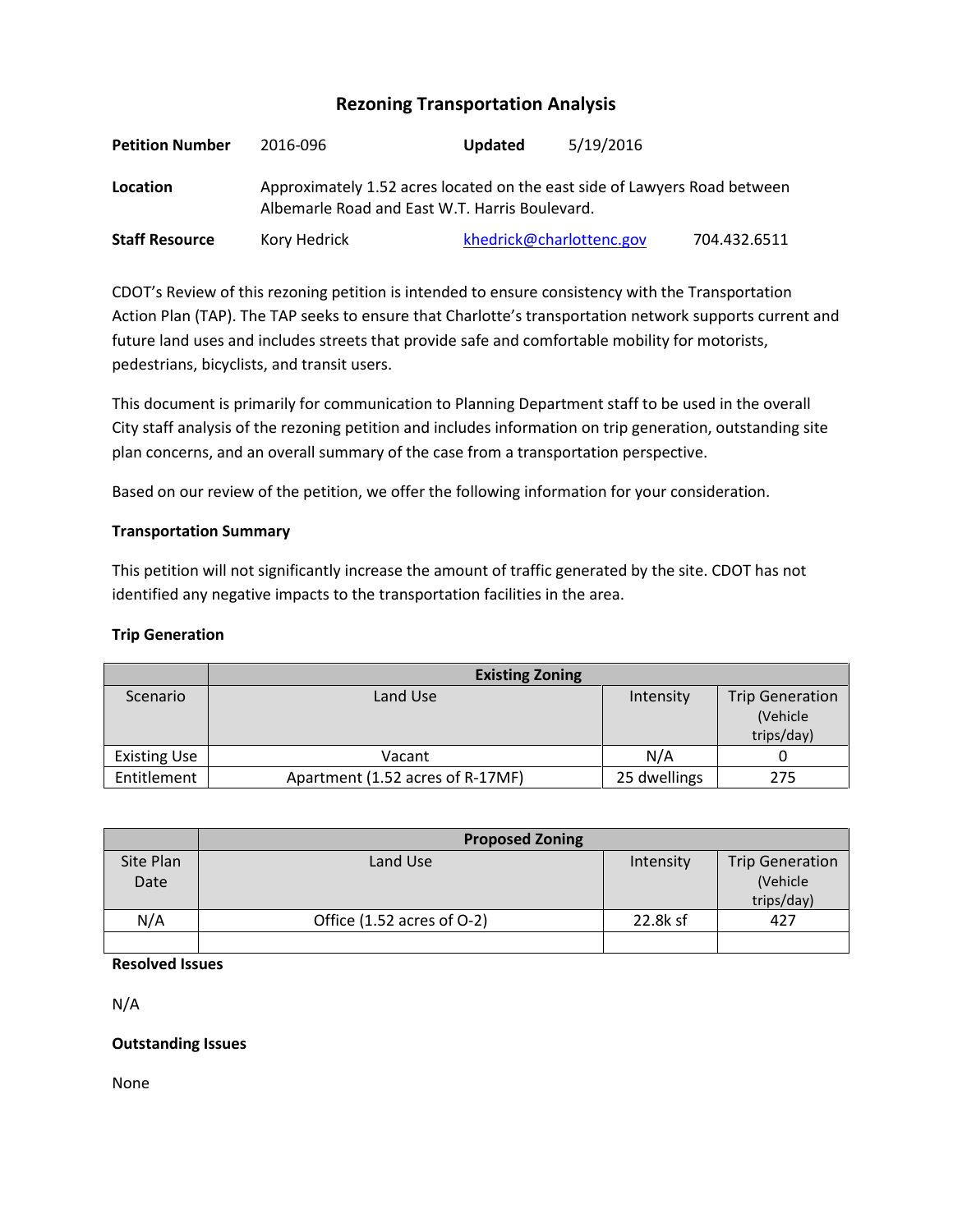# Rezoning Transportation Analysis

**Petition Number** 2016-096 **Updated** 5/19/2016

**Location** Approximately 1.52 acres located on the east side of Lawyers Road between Albemarle Road and East W.T. Harris Boulevard.

**Staff Resource** Kory Hedrick khedrick@charlottenc.gov 704.432.6511

CDOT's Review of this rezoning petition is intended to ensure consistency with the Transportation Action Plan (TAP). The TAP seeks to ensure that Charlotte's transportation network supports current and future land uses and includes streets that provide safe and comfortable mobility for motorists, pedestrians, bicyclists, and transit users.

This document is primarily for communication to Planning Department staff to be used in the overall City staff analysis of the rezoning petition and includes information on trip generation, outstanding site plan concerns, and an overall summary of the case from a transportation perspective.

Based on our review of the petition, we offer the following information for your consideration.

**Transportation Summary**

This petition will not significantly increase the amount of traffic generated by the site. CDOT has not identified any negative impacts to the transportation facilities in the area.

**Trip Generation**

| | Existing Zoning | | |
|---|---|---|---|
| Scenario | Land Use | Intensity | Trip Generation (Vehicle trips/day) |
| Existing Use | Vacant | N/A | 0 |
| Entitlement | Apartment (1.52 acres of R-17MF) | 25 dwellings | 275 |

| | Proposed Zoning | | |
|---|---|---|---|
| Site Plan Date | Land Use | Intensity | Trip Generation (Vehicle trips/day) |
| N/A | Office (1.52 acres of O-2) | 22.8k sf | 427 |
| | | | |

**Resolved Issues**

N/A

**Outstanding Issues**

None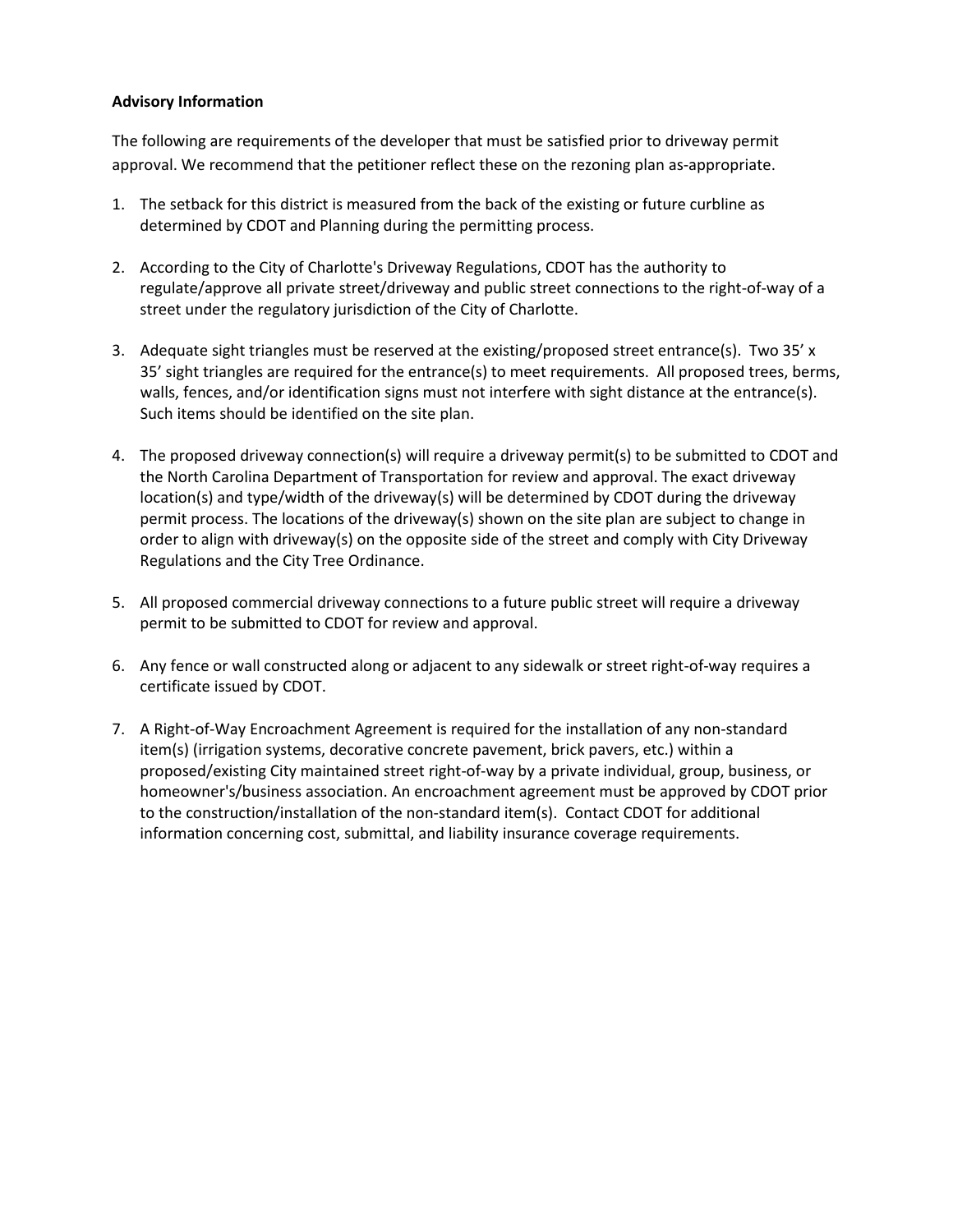**Advisory Information**

The following are requirements of the developer that must be satisfied prior to driveway permit approval. We recommend that the petitioner reflect these on the rezoning plan as-appropriate.

1. The setback for this district is measured from the back of the existing or future curbline as determined by CDOT and Planning during the permitting process.
2. According to the City of Charlotte's Driveway Regulations, CDOT has the authority to regulate/approve all private street/driveway and public street connections to the right-of-way of a street under the regulatory jurisdiction of the City of Charlotte.
3. Adequate sight triangles must be reserved at the existing/proposed street entrance(s). Two 35' x 35' sight triangles are required for the entrance(s) to meet requirements. All proposed trees, berms, walls, fences, and/or identification signs must not interfere with sight distance at the entrance(s). Such items should be identified on the site plan.
4. The proposed driveway connection(s) will require a driveway permit(s) to be submitted to CDOT and the North Carolina Department of Transportation for review and approval. The exact driveway location(s) and type/width of the driveway(s) will be determined by CDOT during the driveway permit process. The locations of the driveway(s) shown on the site plan are subject to change in order to align with driveway(s) on the opposite side of the street and comply with City Driveway Regulations and the City Tree Ordinance.
5. All proposed commercial driveway connections to a future public street will require a driveway permit to be submitted to CDOT for review and approval.
6. Any fence or wall constructed along or adjacent to any sidewalk or street right-of-way requires a certificate issued by CDOT.
7. A Right-of-Way Encroachment Agreement is required for the installation of any non-standard item(s) (irrigation systems, decorative concrete pavement, brick pavers, etc.) within a proposed/existing City maintained street right-of-way by a private individual, group, business, or homeowner's/business association. An encroachment agreement must be approved by CDOT prior to the construction/installation of the non-standard item(s). Contact CDOT for additional information concerning cost, submittal, and liability insurance coverage requirements.